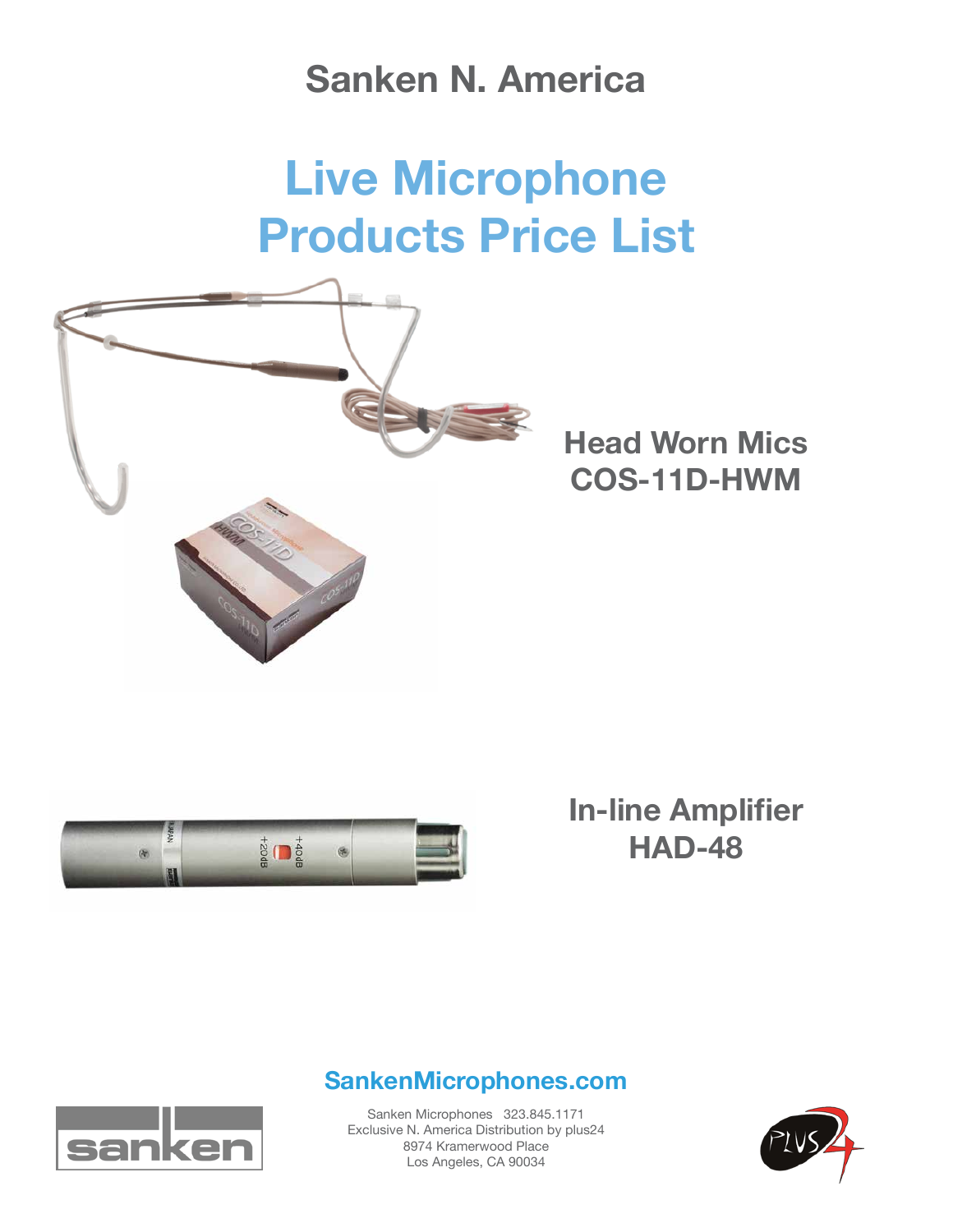# Sanken N. America

# Live Microphone Products Price List

## Head Worn Mics
## COS-11D-HWM

## In-line Amplifier
## HAD-48

**SankenMicrophones.com**

Sanken Microphones 323.845.1171
Exclusive N. America Distribution by plus24
8974 Kramerwood Place
Los Angeles, CA 90034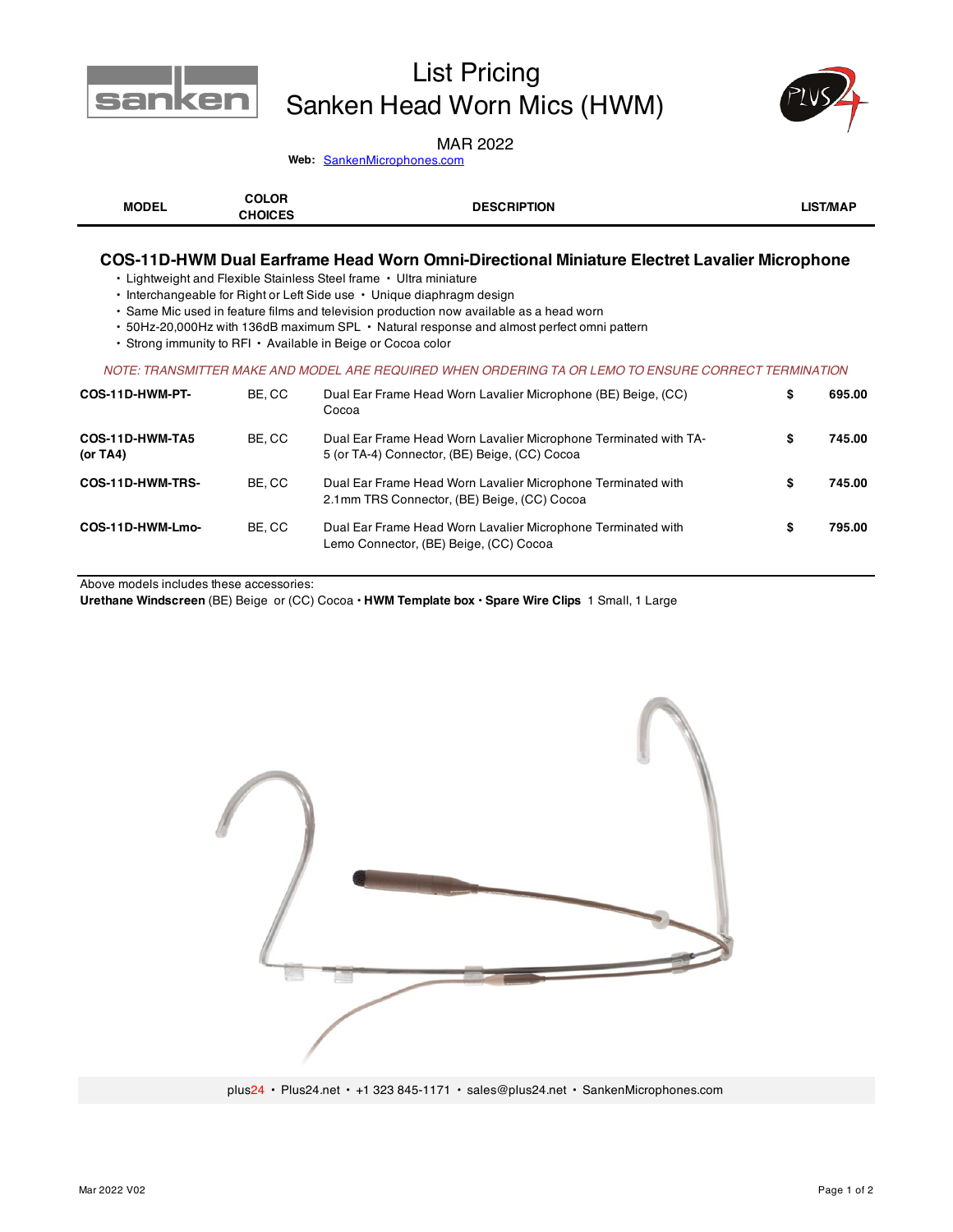# List Pricing
# Sanken Head Worn Mics (HWM)

MAR 2022

**Web:** SankenMicrophones.com

| MODEL | COLOR CHOICES | DESCRIPTION | | LIST/MAP |
|---|---|---|---|---|

## COS-11D-HWM Dual Earframe Head Worn Omni-Directional Miniature Electret Lavalier Microphone

- Lightweight and Flexible Stainless Steel frame • Ultra miniature
- Interchangeable for Right or Left Side use • Unique diaphragm design
- Same Mic used in feature films and television production now available as a head worn
- 50Hz-20,000Hz with 136dB maximum SPL • Natural response and almost perfect omni pattern
- Strong immunity to RFI • Available in Beige or Cocoa color

*NOTE: TRANSMITTER MAKE AND MODEL ARE REQUIRED WHEN ORDERING TA OR LEMO TO ENSURE CORRECT TERMINATION*

| MODEL | COLOR CHOICES | DESCRIPTION | | LIST/MAP |
|---|---|---|---|---|
| **COS-11D-HWM-PT-** | BE, CC | Dual Ear Frame Head Worn Lavalier Microphone (BE) Beige, (CC) Cocoa | $ | 695.00 |
| **COS-11D-HWM-TA5 (or TA4)** | BE, CC | Dual Ear Frame Head Worn Lavalier Microphone Terminated with TA-5 (or TA-4) Connector, (BE) Beige, (CC) Cocoa | $ | 745.00 |
| **COS-11D-HWM-TRS-** | BE, CC | Dual Ear Frame Head Worn Lavalier Microphone Terminated with 2.1mm TRS Connector, (BE) Beige, (CC) Cocoa | $ | 745.00 |
| **COS-11D-HWM-Lmo-** | BE, CC | Dual Ear Frame Head Worn Lavalier Microphone Terminated with Lemo Connector, (BE) Beige, (CC) Cocoa | $ | 795.00 |

Above models includes these accessories:
**Urethane Windscreen** (BE) Beige or (CC) Cocoa • **HWM Template box** • **Spare Wire Clips** 1 Small, 1 Large

plus24 • Plus24.net • +1 323 845-1171 • sales@plus24.net • SankenMicrophones.com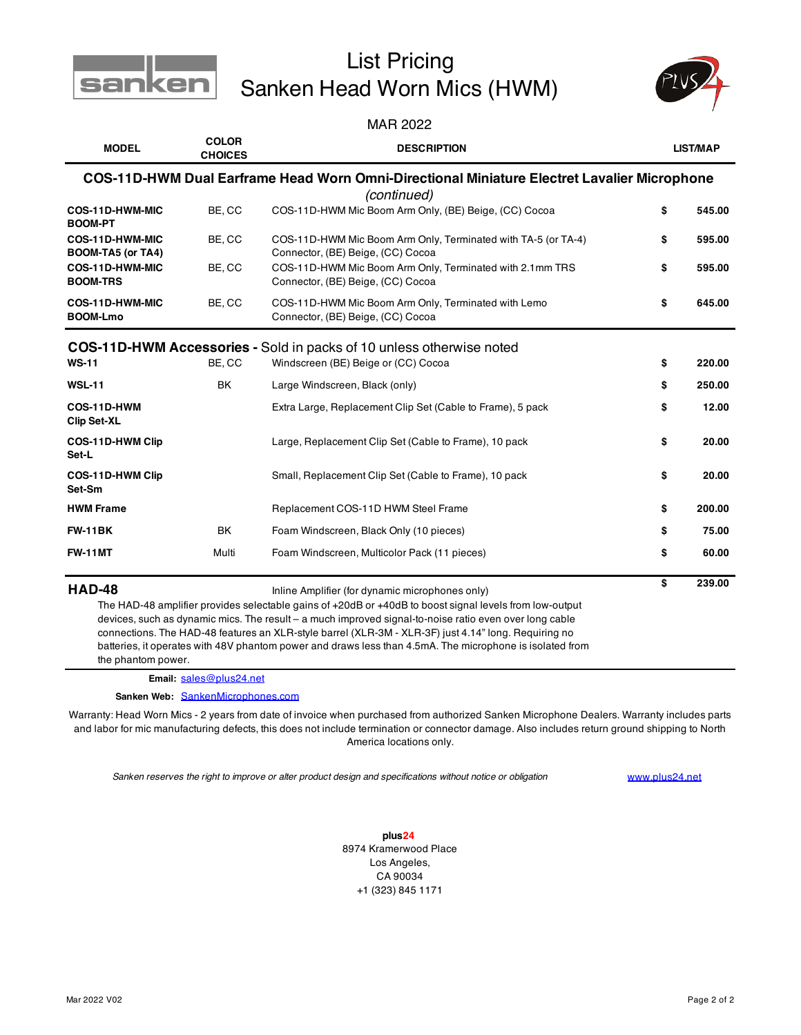# List Pricing
# Sanken Head Worn Mics (HWM)

MAR 2022

| MODEL | COLOR CHOICES | DESCRIPTION | LIST/MAP |
|---|---|---|---|
| **COS-11D-HWM Dual Earframe Head Worn Omni-Directional Miniature Electret Lavalier Microphone** *(continued)* | | | |
| **COS-11D-HWM-MIC BOOM-PT** | BE, CC | COS-11D-HWM Mic Boom Arm Only, (BE) Beige, (CC) Cocoa | **$ 545.00** |
| **COS-11D-HWM-MIC BOOM-TA5 (or TA4)** | BE, CC | COS-11D-HWM Mic Boom Arm Only, Terminated with TA-5 (or TA-4) Connector, (BE) Beige, (CC) Cocoa | **$ 595.00** |
| **COS-11D-HWM-MIC BOOM-TRS** | BE, CC | COS-11D-HWM Mic Boom Arm Only, Terminated with 2.1mm TRS Connector, (BE) Beige, (CC) Cocoa | **$ 595.00** |
| **COS-11D-HWM-MIC BOOM-Lmo** | BE, CC | COS-11D-HWM Mic Boom Arm Only, Terminated with Lemo Connector, (BE) Beige, (CC) Cocoa | **$ 645.00** |
| **COS-11D-HWM Accessories** - Sold in packs of 10 unless otherwise noted | | | |
| **WS-11** | BE, CC | Windscreen (BE) Beige or (CC) Cocoa | **$ 220.00** |
| **WSL-11** | BK | Large Windscreen, Black (only) | **$ 250.00** |
| **COS-11D-HWM Clip Set-XL** | | Extra Large, Replacement Clip Set (Cable to Frame), 5 pack | **$ 12.00** |
| **COS-11D-HWM Clip Set-L** | | Large, Replacement Clip Set (Cable to Frame), 10 pack | **$ 20.00** |
| **COS-11D-HWM Clip Set-Sm** | | Small, Replacement Clip Set (Cable to Frame), 10 pack | **$ 20.00** |
| **HWM Frame** | | Replacement COS-11D HWM Steel Frame | **$ 200.00** |
| **FW-11BK** | BK | Foam Windscreen, Black Only (10 pieces) | **$ 75.00** |
| **FW-11MT** | Multi | Foam Windscreen, Multicolor Pack (11 pieces) | **$ 60.00** |
| **HAD-48** | | Inline Amplifier (for dynamic microphones only) | **$ 239.00** |

The HAD-48 amplifier provides selectable gains of +20dB or +40dB to boost signal levels from low-output devices, such as dynamic mics. The result – a much improved signal-to-noise ratio even over long cable connections. The HAD-48 features an XLR-style barrel (XLR-3M - XLR-3F) just 4.14" long. Requiring no batteries, it operates with 48V phantom power and draws less than 4.5mA. The microphone is isolated from the phantom power.

**Email:** sales@plus24.net

**Sanken Web:** SankenMicrophones.com

Warranty: Head Worn Mics - 2 years from date of invoice when purchased from authorized Sanken Microphone Dealers. Warranty includes parts and labor for mic manufacturing defects, this does not include termination or connector damage. Also includes return ground shipping to North America locations only.

*Sanken reserves the right to improve or alter product design and specifications without notice or obligation*

www.plus24.net

**plus24**
8974 Kramerwood Place
Los Angeles,
CA 90034
+1 (323) 845 1171

Mar 2022 V02